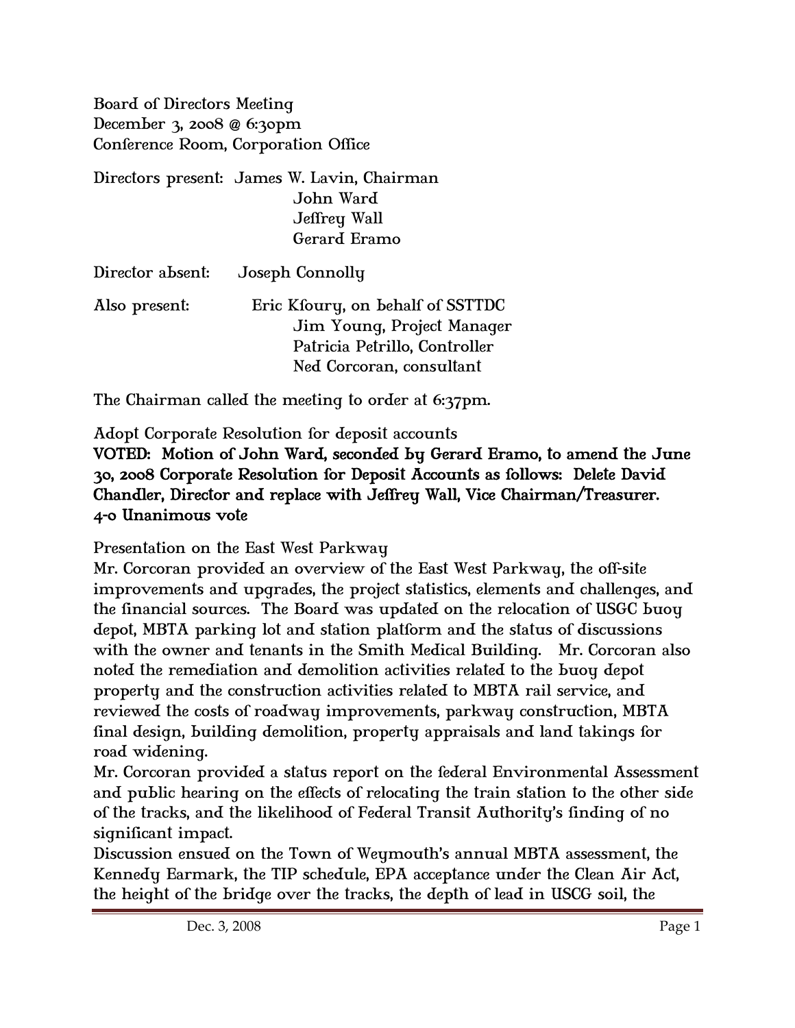Board of Directors Meeting
December 3, 2008 @ 6:30pm
Conference Room, Corporation Office

Directors present: James W. Lavin, Chairman
John Ward
Jeffrey Wall
Gerard Eramo

Director absent: Joseph Connolly

Also present: Eric Kfoury, on behalf of SSTTDC
Jim Young, Project Manager
Patricia Petrillo, Controller
Ned Corcoran, consultant

The Chairman called the meeting to order at 6:37pm.

Adopt Corporate Resolution for deposit accounts

**VOTED: Motion of John Ward, seconded by Gerard Eramo, to amend the June 30, 2008 Corporate Resolution for Deposit Accounts as follows: Delete David Chandler, Director and replace with Jeffrey Wall, Vice Chairman/Treasurer. 4-0 Unanimous vote**

Presentation on the East West Parkway

Mr. Corcoran provided an overview of the East West Parkway, the off-site improvements and upgrades, the project statistics, elements and challenges, and the financial sources. The Board was updated on the relocation of USGC buoy depot, MBTA parking lot and station platform and the status of discussions with the owner and tenants in the Smith Medical Building. Mr. Corcoran also noted the remediation and demolition activities related to the buoy depot property and the construction activities related to MBTA rail service, and reviewed the costs of roadway improvements, parkway construction, MBTA final design, building demolition, property appraisals and land takings for road widening.

Mr. Corcoran provided a status report on the federal Environmental Assessment and public hearing on the effects of relocating the train station to the other side of the tracks, and the likelihood of Federal Transit Authority's finding of no significant impact.

Discussion ensued on the Town of Weymouth's annual MBTA assessment, the Kennedy Earmark, the TIP schedule, EPA acceptance under the Clean Air Act, the height of the bridge over the tracks, the depth of lead in USCG soil, the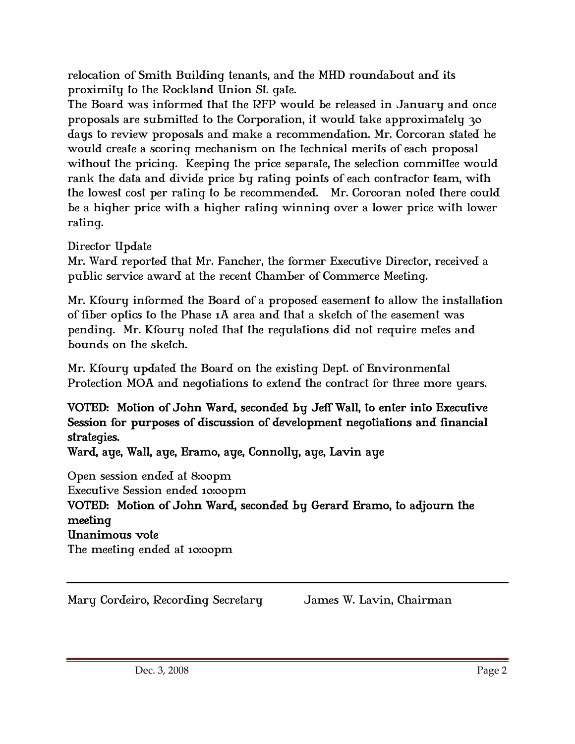relocation of Smith Building tenants, and the MHD roundabout and its proximity to the Rockland Union St. gate.

The Board was informed that the RFP would be released in January and once proposals are submitted to the Corporation, it would take approximately 30 days to review proposals and make a recommendation. Mr. Corcoran stated he would create a scoring mechanism on the technical merits of each proposal without the pricing. Keeping the price separate, the selection committee would rank the data and divide price by rating points of each contractor team, with the lowest cost per rating to be recommended. Mr. Corcoran noted there could be a higher price with a higher rating winning over a lower price with lower rating.

Director Update

Mr. Ward reported that Mr. Fancher, the former Executive Director, received a public service award at the recent Chamber of Commerce Meeting.

Mr. Kfoury informed the Board of a proposed easement to allow the installation of fiber optics to the Phase 1A area and that a sketch of the easement was pending. Mr. Kfoury noted that the regulations did not require metes and bounds on the sketch.

Mr. Kfoury updated the Board on the existing Dept. of Environmental Protection MOA and negotiations to extend the contract for three more years.

**VOTED: Motion of John Ward, seconded by Jeff Wall, to enter into Executive Session for purposes of discussion of development negotiations and financial strategies.**
**Ward, aye, Wall, aye, Eramo, aye, Connolly, aye, Lavin aye**

Open session ended at 8:00pm
Executive Session ended 10:00pm
**VOTED: Motion of John Ward, seconded by Gerard Eramo, to adjourn the meeting**
**Unanimous vote**
The meeting ended at 10:00pm

Mary Cordeiro, Recording Secretary James W. Lavin, Chairman

Dec. 3, 2008